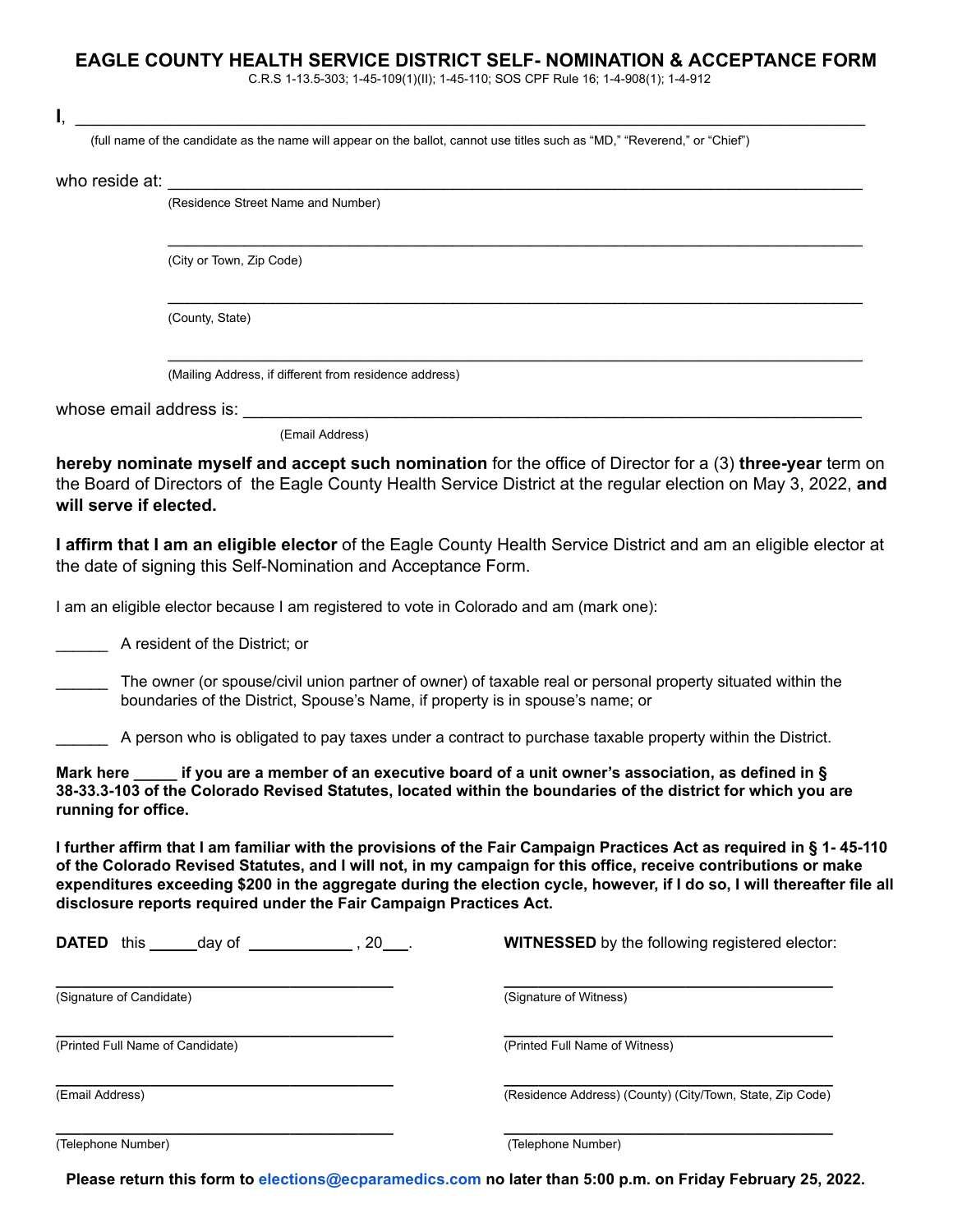# EAGLE COUNTY HEALTH SERVICE DISTRICT SELF- NOMINATION & ACCEPTANCE FORM

C.R.S 1-13.5-303; 1-45-109(1)(II); 1-45-110; SOS CPF Rule 16; 1-4-908(1); 1-4-912

**I**, ______________________________________________________________________________

(full name of the candidate as the name will appear on the ballot, cannot use titles such as "MD," "Reverend," or "Chief")

who reside at: ______________________________________________________________________

(Residence Street Name and Number)

______________________________________________________________________

(City or Town, Zip Code)

______________________________________________________________________

(County, State)

______________________________________________________________________

(Mailing Address, if different from residence address)

whose email address is: ______________________________________________________________

(Email Address)

**hereby nominate myself and accept such nomination** for the office of Director for a (3) **three-year** term on the Board of Directors of the Eagle County Health Service District at the regular election on May 3, 2022, **and will serve if elected.**

**I affirm that I am an eligible elector** of the Eagle County Health Service District and am an eligible elector at the date of signing this Self-Nomination and Acceptance Form.

I am an eligible elector because I am registered to vote in Colorado and am (mark one):

______ A resident of the District; or

______ The owner (or spouse/civil union partner of owner) of taxable real or personal property situated within the boundaries of the District, Spouse's Name, if property is in spouse's name; or

______ A person who is obligated to pay taxes under a contract to purchase taxable property within the District.

**Mark here _____ if you are a member of an executive board of a unit owner's association, as defined in § 38-33.3-103 of the Colorado Revised Statutes, located within the boundaries of the district for which you are running for office.**

**I further affirm that I am familiar with the provisions of the Fair Campaign Practices Act as required in § 1- 45-110 of the Colorado Revised Statutes, and I will not, in my campaign for this office, receive contributions or make expenditures exceeding $200 in the aggregate during the election cycle, however, if I do so, I will thereafter file all disclosure reports required under the Fair Campaign Practices Act.**

**DATED** this ______day of ____________ , 20___.

**WITNESSED** by the following registered elector:

________________________________________
(Signature of Candidate)

________________________________________
(Printed Full Name of Candidate)

________________________________________
(Email Address)

________________________________________
(Telephone Number)

________________________________________
(Signature of Witness)

________________________________________
(Printed Full Name of Witness)

________________________________________
(Residence Address) (County) (City/Town, State, Zip Code)

________________________________________
(Telephone Number)

**Please return this form to elections@ecparamedics.com no later than 5:00 p.m. on Friday February 25, 2022.**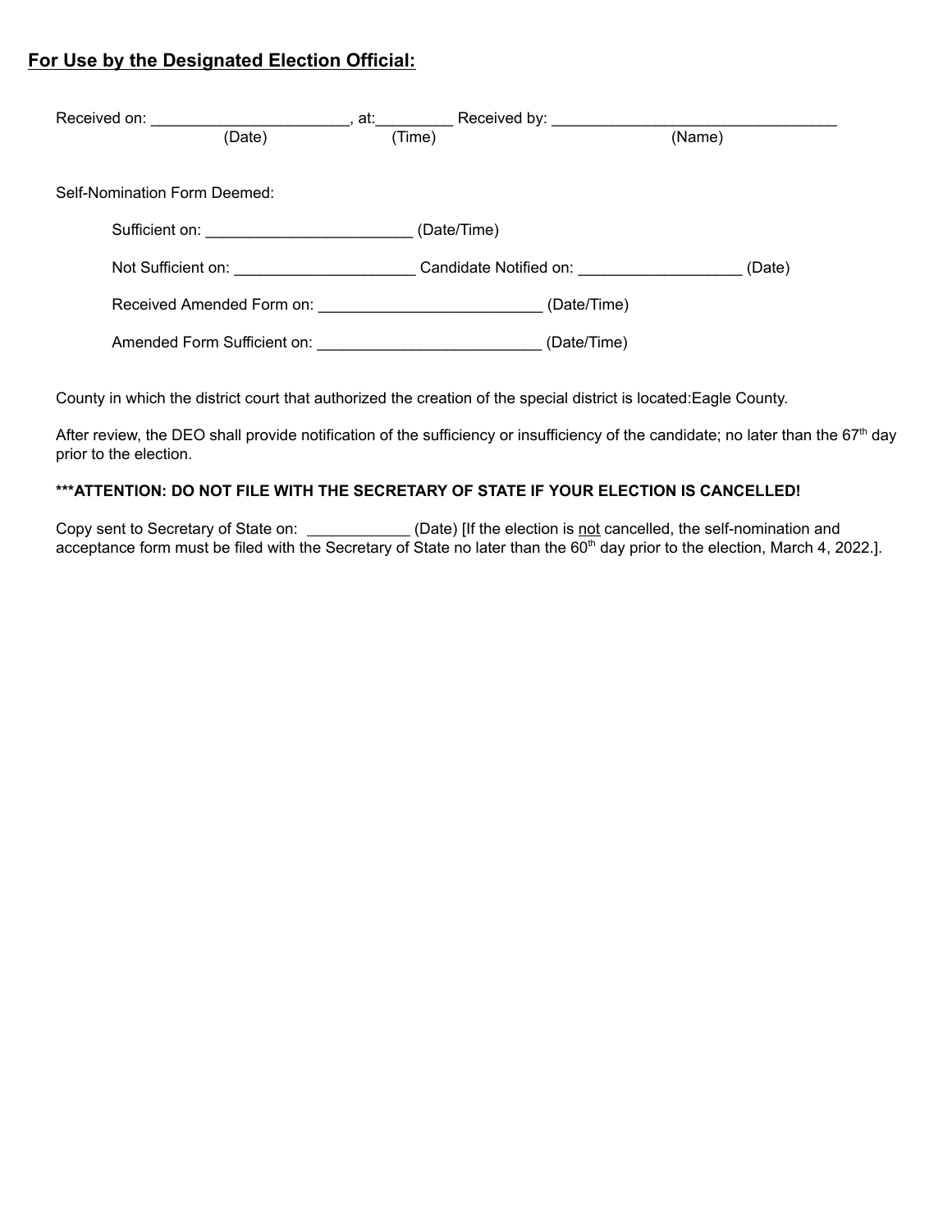## For Use by the Designated Election Official:

Received on: ______________________, at:_________ Received by: _________________________________
(Date) (Time) (Name)

Self-Nomination Form Deemed:

Sufficient on: ________________________ (Date/Time)

Not Sufficient on: _____________________ Candidate Notified on: ___________________ (Date)

Received Amended Form on: __________________________ (Date/Time)

Amended Form Sufficient on: __________________________ (Date/Time)

County in which the district court that authorized the creation of the special district is located:Eagle County.

After review, the DEO shall provide notification of the sufficiency or insufficiency of the candidate; no later than the 67th day prior to the election.

**\*\*\*ATTENTION: DO NOT FILE WITH THE SECRETARY OF STATE IF YOUR ELECTION IS CANCELLED!**

Copy sent to Secretary of State on: ____________ (Date) [If the election is not cancelled, the self-nomination and acceptance form must be filed with the Secretary of State no later than the 60th day prior to the election, March 4, 2022.].